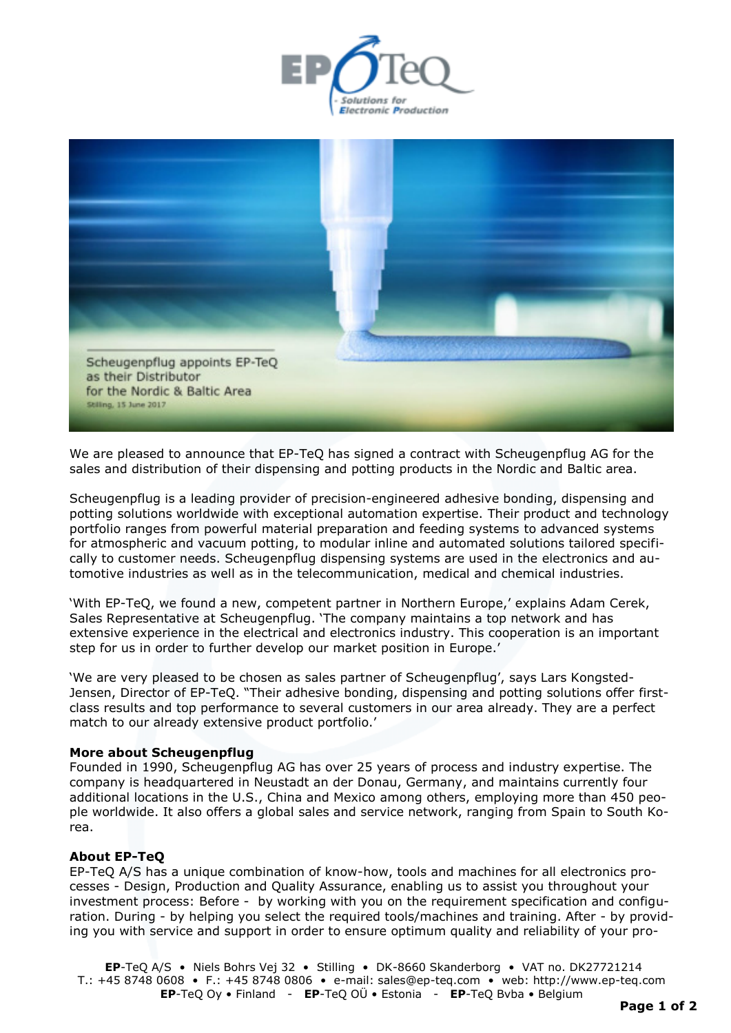Scheugenpflug appoints EP-TeQ as their Distributor for the Nordic & Baltic Area

Stilling, 15 June 2017

We are pleased to announce that EP-TeQ has signed a contract with Scheugenpflug AG for the sales and distribution of their dispensing and potting products in the Nordic and Baltic area.

Scheugenpflug is a leading provider of precision-engineered adhesive bonding, dispensing and potting solutions worldwide with exceptional automation expertise. Their product and technology portfolio ranges from powerful material preparation and feeding systems to advanced systems for atmospheric and vacuum potting, to modular inline and automated solutions tailored specifically to customer needs. Scheugenpflug dispensing systems are used in the electronics and automotive industries as well as in the telecommunication, medical and chemical industries.

'With EP-TeQ, we found a new, competent partner in Northern Europe,' explains Adam Cerek, Sales Representative at Scheugenpflug. 'The company maintains a top network and has extensive experience in the electrical and electronics industry. This cooperation is an important step for us in order to further develop our market position in Europe.'

'We are very pleased to be chosen as sales partner of Scheugenpflug', says Lars Kongsted-Jensen, Director of EP-TeQ. "Their adhesive bonding, dispensing and potting solutions offer first-class results and top performance to several customers in our area already. They are a perfect match to our already extensive product portfolio.'

**More about Scheugenpflug**
Founded in 1990, Scheugenpflug AG has over 25 years of process and industry expertise. The company is headquartered in Neustadt an der Donau, Germany, and maintains currently four additional locations in the U.S., China and Mexico among others, employing more than 450 people worldwide. It also offers a global sales and service network, ranging from Spain to South Korea.

**About EP-TeQ**
EP-TeQ A/S has a unique combination of know-how, tools and machines for all electronics processes - Design, Production and Quality Assurance, enabling us to assist you throughout your investment process: Before - by working with you on the requirement specification and configuration. During - by helping you select the required tools/machines and training. After - by providing you with service and support in order to ensure optimum quality and reliability of your pro-

**EP**-TeQ A/S • Niels Bohrs Vej 32 • Stilling • DK-8660 Skanderborg • VAT no. DK27721214
T.: +45 8748 0608 • F.: +45 8748 0806 • e-mail: sales@ep-teq.com • web: http://www.ep-teq.com
**EP**-TeQ Oy • Finland - **EP**-TeQ OÜ • Estonia - **EP**-TeQ Bvba • Belgium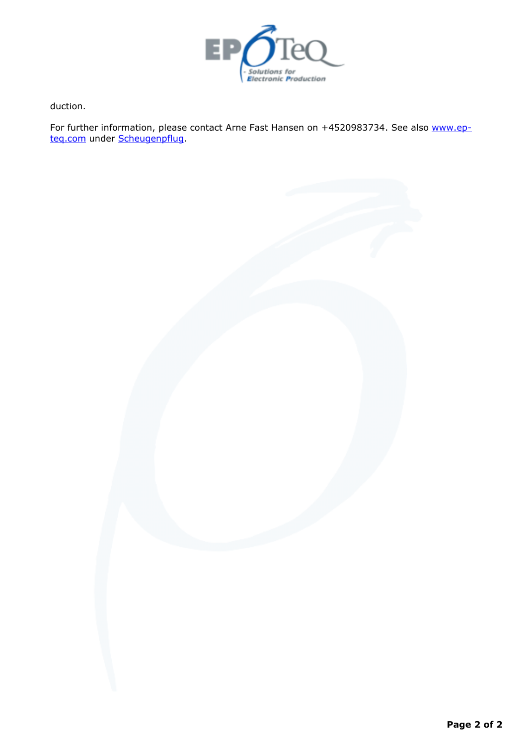duction.

For further information, please contact Arne Fast Hansen on +4520983734. See also www.ep-teq.com under Scheugenpflug.